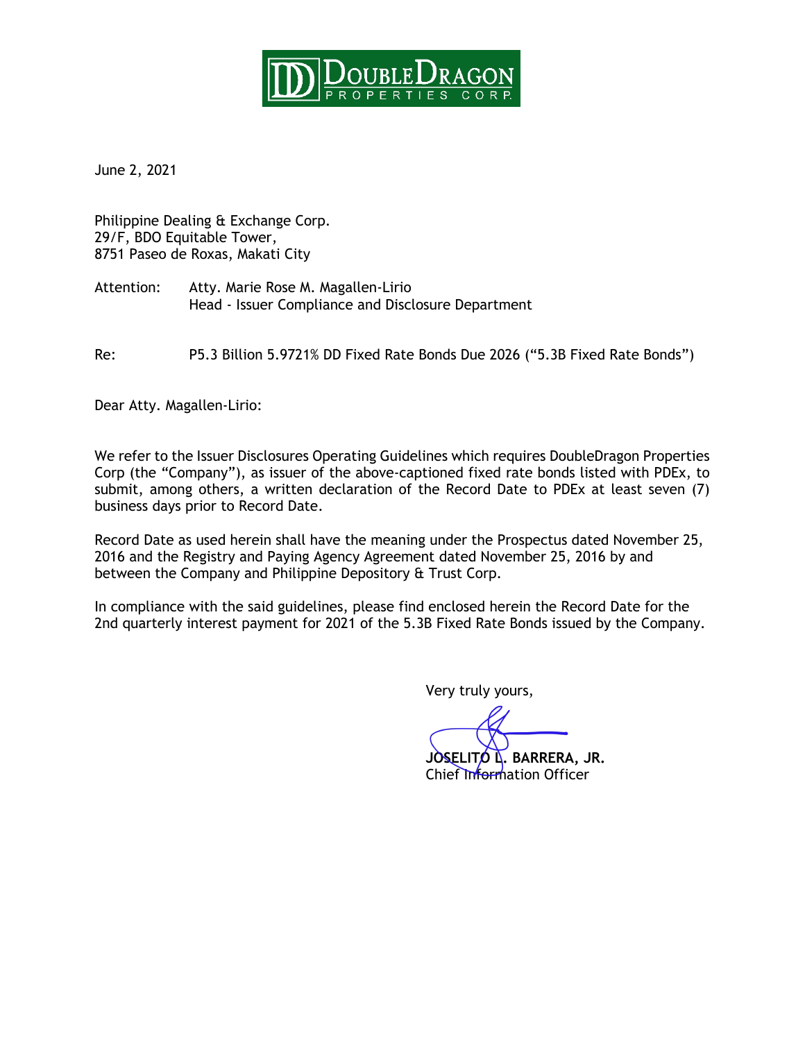DoubleDragon Properties Corp.

June 2, 2021

Philippine Dealing & Exchange Corp.
29/F, BDO Equitable Tower,
8751 Paseo de Roxas, Makati City

Attention: Atty. Marie Rose M. Magallen-Lirio
Head - Issuer Compliance and Disclosure Department

Re: P5.3 Billion 5.9721% DD Fixed Rate Bonds Due 2026 ("5.3B Fixed Rate Bonds")

Dear Atty. Magallen-Lirio:

We refer to the Issuer Disclosures Operating Guidelines which requires DoubleDragon Properties Corp (the "Company"), as issuer of the above-captioned fixed rate bonds listed with PDEx, to submit, among others, a written declaration of the Record Date to PDEx at least seven (7) business days prior to Record Date.

Record Date as used herein shall have the meaning under the Prospectus dated November 25, 2016 and the Registry and Paying Agency Agreement dated November 25, 2016 by and between the Company and Philippine Depository & Trust Corp.

In compliance with the said guidelines, please find enclosed herein the Record Date for the 2nd quarterly interest payment for 2021 of the 5.3B Fixed Rate Bonds issued by the Company.

Very truly yours,

**JOSELITO L. BARRERA, JR.**
Chief Information Officer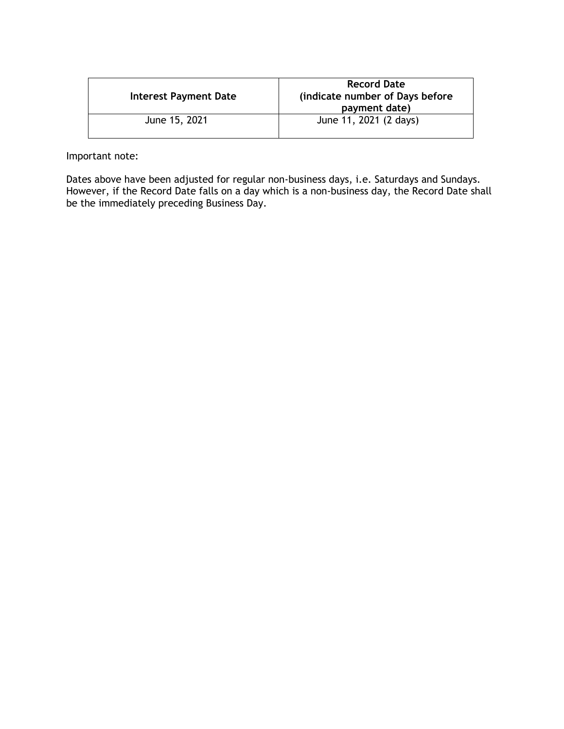| Interest Payment Date | Record Date (indicate number of Days before payment date) |
|---|---|
| June 15, 2021 | June 11, 2021 (2 days) |

Important note:

Dates above have been adjusted for regular non-business days, i.e. Saturdays and Sundays. However, if the Record Date falls on a day which is a non-business day, the Record Date shall be the immediately preceding Business Day.